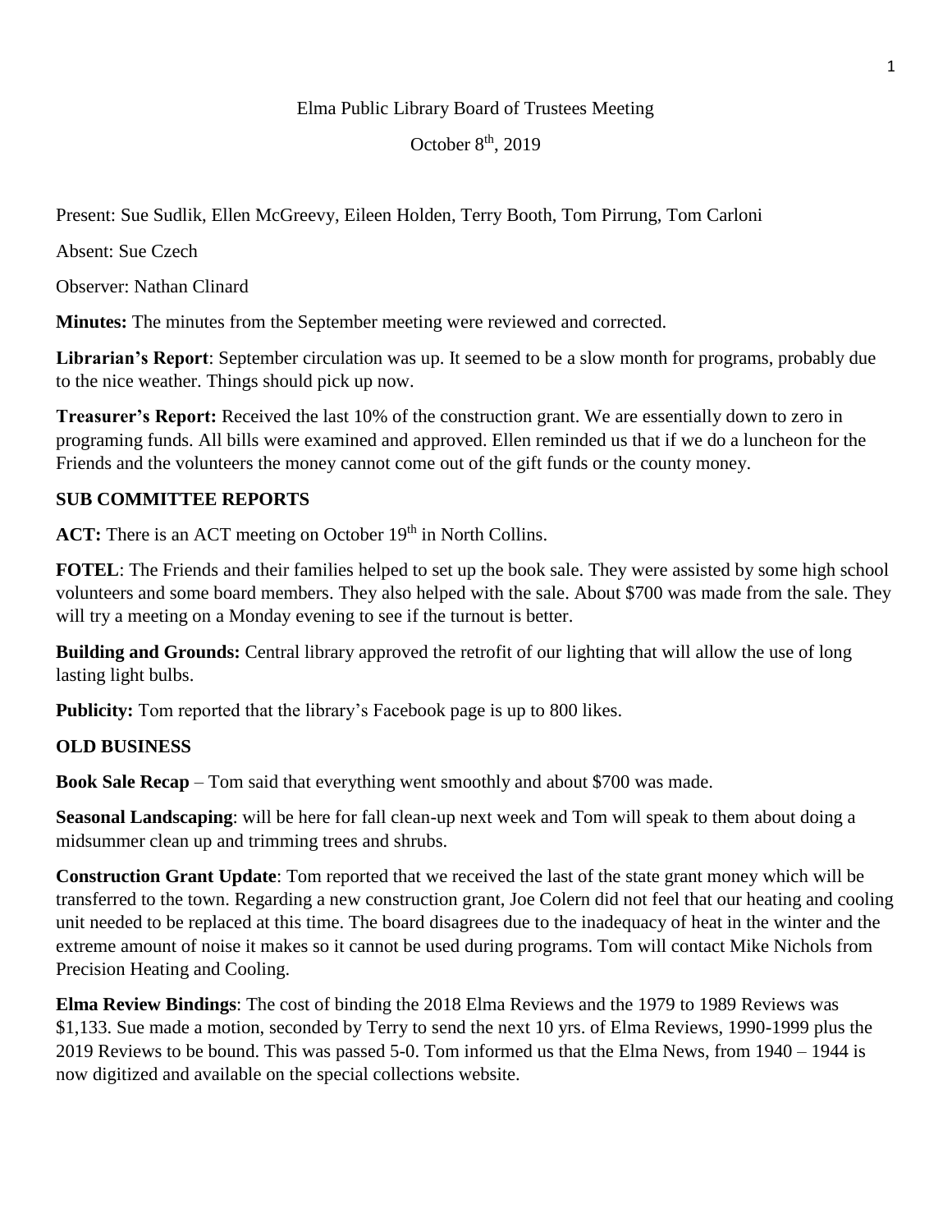Elma Public Library Board of Trustees Meeting

October 8th, 2019

Present: Sue Sudlik, Ellen McGreevy, Eileen Holden, Terry Booth, Tom Pirrung, Tom Carloni

Absent: Sue Czech

Observer: Nathan Clinard

**Minutes:** The minutes from the September meeting were reviewed and corrected.

**Librarian's Report**: September circulation was up. It seemed to be a slow month for programs, probably due to the nice weather. Things should pick up now.

**Treasurer's Report:** Received the last 10% of the construction grant. We are essentially down to zero in programing funds. All bills were examined and approved. Ellen reminded us that if we do a luncheon for the Friends and the volunteers the money cannot come out of the gift funds or the county money.

**SUB COMMITTEE REPORTS**

**ACT:** There is an ACT meeting on October 19th in North Collins.

**FOTEL**: The Friends and their families helped to set up the book sale. They were assisted by some high school volunteers and some board members. They also helped with the sale. About $700 was made from the sale. They will try a meeting on a Monday evening to see if the turnout is better.

**Building and Grounds:** Central library approved the retrofit of our lighting that will allow the use of long lasting light bulbs.

**Publicity:** Tom reported that the library's Facebook page is up to 800 likes.

**OLD BUSINESS**

**Book Sale Recap** – Tom said that everything went smoothly and about $700 was made.

**Seasonal Landscaping**: will be here for fall clean-up next week and Tom will speak to them about doing a midsummer clean up and trimming trees and shrubs.

**Construction Grant Update**: Tom reported that we received the last of the state grant money which will be transferred to the town. Regarding a new construction grant, Joe Colern did not feel that our heating and cooling unit needed to be replaced at this time. The board disagrees due to the inadequacy of heat in the winter and the extreme amount of noise it makes so it cannot be used during programs. Tom will contact Mike Nichols from Precision Heating and Cooling.

**Elma Review Bindings**: The cost of binding the 2018 Elma Reviews and the 1979 to 1989 Reviews was $1,133. Sue made a motion, seconded by Terry to send the next 10 yrs. of Elma Reviews, 1990-1999 plus the 2019 Reviews to be bound. This was passed 5-0. Tom informed us that the Elma News, from 1940 – 1944 is now digitized and available on the special collections website.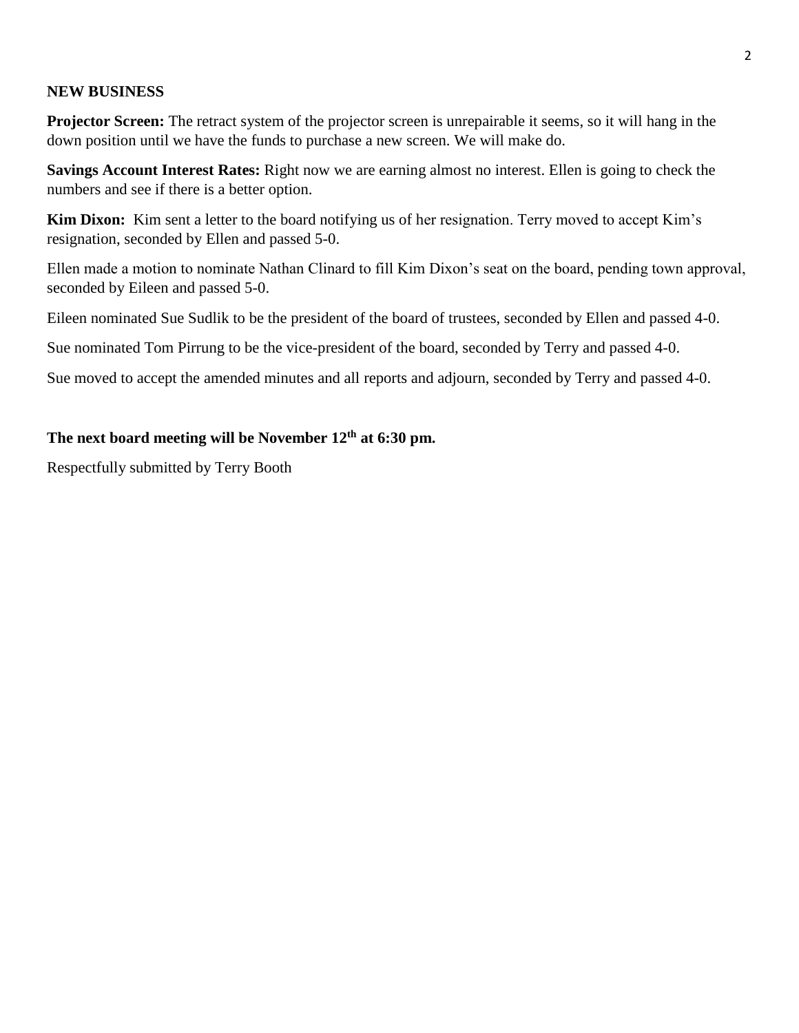## NEW BUSINESS

**Projector Screen:** The retract system of the projector screen is unrepairable it seems, so it will hang in the down position until we have the funds to purchase a new screen. We will make do.

**Savings Account Interest Rates:** Right now we are earning almost no interest. Ellen is going to check the numbers and see if there is a better option.

**Kim Dixon:** Kim sent a letter to the board notifying us of her resignation. Terry moved to accept Kim's resignation, seconded by Ellen and passed 5-0.

Ellen made a motion to nominate Nathan Clinard to fill Kim Dixon's seat on the board, pending town approval, seconded by Eileen and passed 5-0.

Eileen nominated Sue Sudlik to be the president of the board of trustees, seconded by Ellen and passed 4-0.

Sue nominated Tom Pirrung to be the vice-president of the board, seconded by Terry and passed 4-0.

Sue moved to accept the amended minutes and all reports and adjourn, seconded by Terry and passed 4-0.

**The next board meeting will be November 12th at 6:30 pm.**

Respectfully submitted by Terry Booth